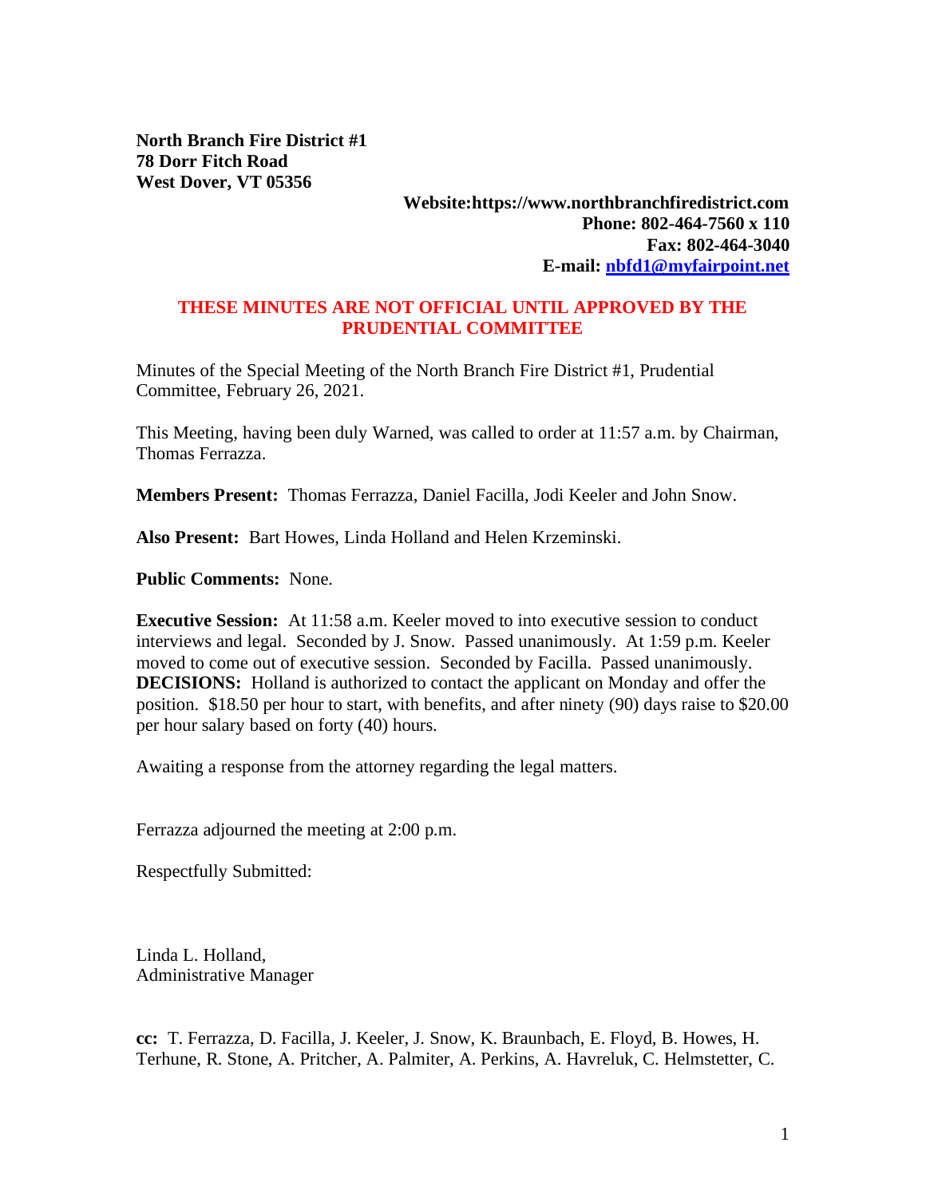**North Branch Fire District #1**
**78 Dorr Fitch Road**
**West Dover, VT 05356**

**Website:https://www.northbranchfiredistrict.com**
**Phone: 802-464-7560 x 110**
**Fax: 802-464-3040**
**E-mail: [nbfd1@myfairpoint.net](mailto:nbfd1@myfairpoint.net)**

**THESE MINUTES ARE NOT OFFICIAL UNTIL APPROVED BY THE PRUDENTIAL COMMITTEE**

Minutes of the Special Meeting of the North Branch Fire District #1, Prudential Committee, February 26, 2021.

This Meeting, having been duly Warned, was called to order at 11:57 a.m. by Chairman, Thomas Ferrazza.

**Members Present:** Thomas Ferrazza, Daniel Facilla, Jodi Keeler and John Snow.

**Also Present:** Bart Howes, Linda Holland and Helen Krzeminski.

**Public Comments:** None.

**Executive Session:** At 11:58 a.m. Keeler moved to into executive session to conduct interviews and legal. Seconded by J. Snow. Passed unanimously. At 1:59 p.m. Keeler moved to come out of executive session. Seconded by Facilla. Passed unanimously.
**DECISIONS:** Holland is authorized to contact the applicant on Monday and offer the position. $18.50 per hour to start, with benefits, and after ninety (90) days raise to $20.00 per hour salary based on forty (40) hours.

Awaiting a response from the attorney regarding the legal matters.

Ferrazza adjourned the meeting at 2:00 p.m.

Respectfully Submitted:

Linda L. Holland,
Administrative Manager

**cc:** T. Ferrazza, D. Facilla, J. Keeler, J. Snow, K. Braunbach, E. Floyd, B. Howes, H. Terhune, R. Stone, A. Pritcher, A. Palmiter, A. Perkins, A. Havreluk, C. Helmstetter, C.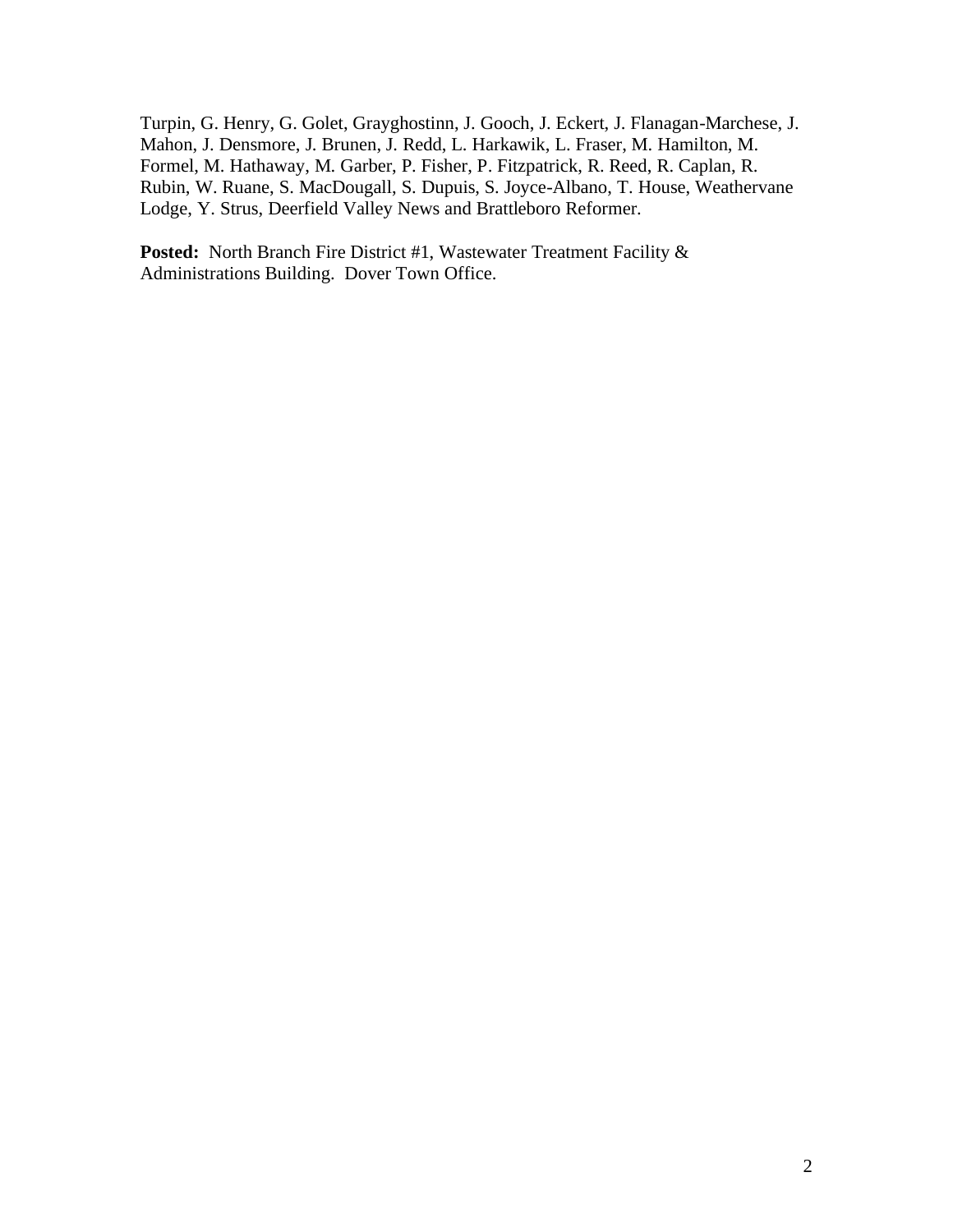Turpin, G. Henry, G. Golet, Grayghostinn, J. Gooch, J. Eckert, J. Flanagan-Marchese, J. Mahon, J. Densmore, J. Brunen, J. Redd, L. Harkawik, L. Fraser, M. Hamilton, M. Formel, M. Hathaway, M. Garber, P. Fisher, P. Fitzpatrick, R. Reed, R. Caplan, R. Rubin, W. Ruane, S. MacDougall, S. Dupuis, S. Joyce-Albano, T. House, Weathervane Lodge, Y. Strus, Deerfield Valley News and Brattleboro Reformer.

**Posted:** North Branch Fire District #1, Wastewater Treatment Facility & Administrations Building. Dover Town Office.